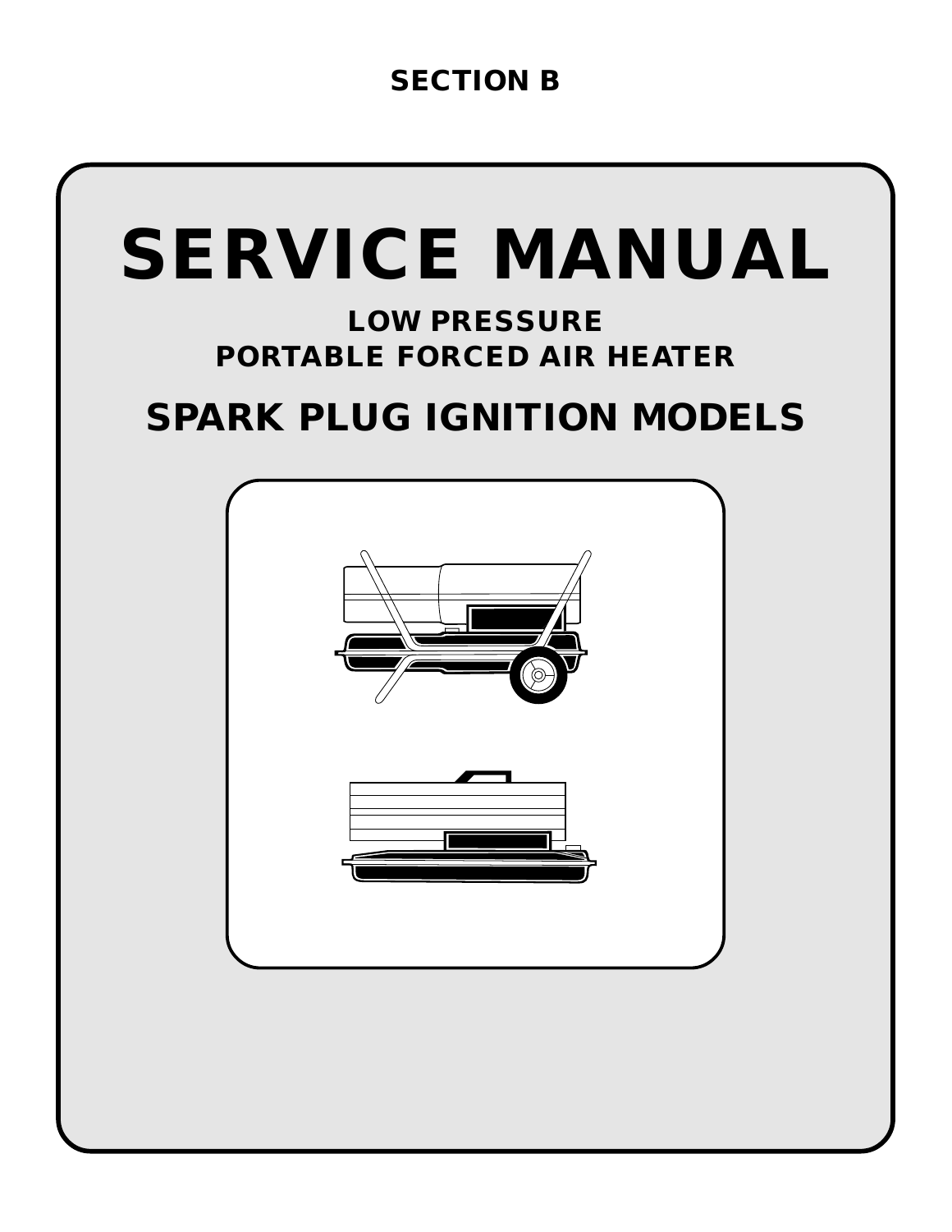SECTION B

# SERVICE MANUAL

## LOW PRESSURE
## PORTABLE FORCED AIR HEATER

## SPARK PLUG IGNITION MODELS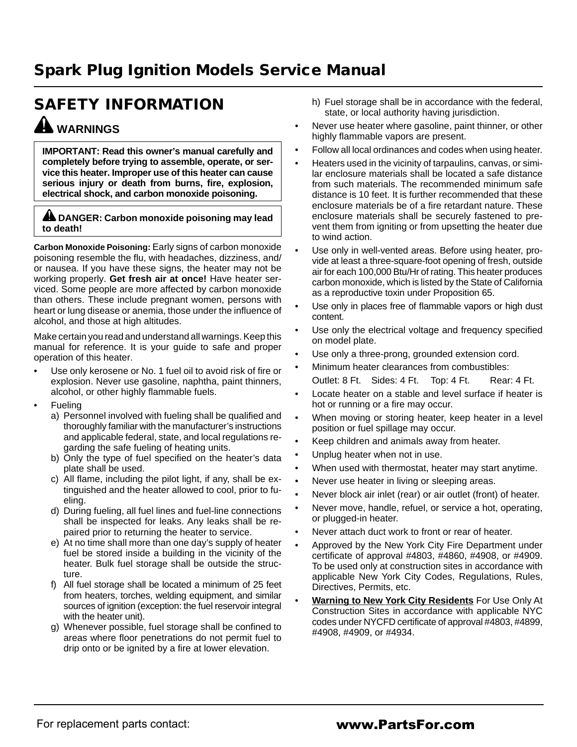# Spark Plug Ignition Models Service Manual

## SAFETY INFORMATION

### WARNINGS

**IMPORTANT: Read this owner's manual carefully and completely before trying to assemble, operate, or service this heater. Improper use of this heater can cause serious injury or death from burns, fire, explosion, electrical shock, and carbon monoxide poisoning.**

**DANGER: Carbon monoxide poisoning may lead to death!**

**Carbon Monoxide Poisoning:** Early signs of carbon monoxide poisoning resemble the flu, with headaches, dizziness, and/or nausea. If you have these signs, the heater may not be working properly. **Get fresh air at once!** Have heater serviced. Some people are more affected by carbon monoxide than others. These include pregnant women, persons with heart or lung disease or anemia, those under the influence of alcohol, and those at high altitudes.

Make certain you read and understand all warnings. Keep this manual for reference. It is your guide to safe and proper operation of this heater.

- Use only kerosene or No. 1 fuel oil to avoid risk of fire or explosion. Never use gasoline, naphtha, paint thinners, alcohol, or other highly flammable fuels.
- Fueling
  a) Personnel involved with fueling shall be qualified and thoroughly familiar with the manufacturer's instructions and applicable federal, state, and local regulations regarding the safe fueling of heating units.
  b) Only the type of fuel specified on the heater's data plate shall be used.
  c) All flame, including the pilot light, if any, shall be extinguished and the heater allowed to cool, prior to fueling.
  d) During fueling, all fuel lines and fuel-line connections shall be inspected for leaks. Any leaks shall be repaired prior to returning the heater to service.
  e) At no time shall more than one day's supply of heater fuel be stored inside a building in the vicinity of the heater. Bulk fuel storage shall be outside the structure.
  f) All fuel storage shall be located a minimum of 25 feet from heaters, torches, welding equipment, and similar sources of ignition (exception: the fuel reservoir integral with the heater unit).
  g) Whenever possible, fuel storage shall be confined to areas where floor penetrations do not permit fuel to drip onto or be ignited by a fire at lower elevation.
  h) Fuel storage shall be in accordance with the federal, state, or local authority having jurisdiction.
- Never use heater where gasoline, paint thinner, or other highly flammable vapors are present.
- Follow all local ordinances and codes when using heater.
- Heaters used in the vicinity of tarpaulins, canvas, or similar enclosure materials shall be located a safe distance from such materials. The recommended minimum safe distance is 10 feet. It is further recommended that these enclosure materials be of a fire retardant nature. These enclosure materials shall be securely fastened to prevent them from igniting or from upsetting the heater due to wind action.
- Use only in well-vented areas. Before using heater, provide at least a three-square-foot opening of fresh, outside air for each 100,000 Btu/Hr of rating. This heater produces carbon monoxide, which is listed by the State of California as a reproductive toxin under Proposition 65.
- Use only in places free of flammable vapors or high dust content.
- Use only the electrical voltage and frequency specified on model plate.
- Use only a three-prong, grounded extension cord.
- Minimum heater clearances from combustibles:
  Outlet: 8 Ft. Sides: 4 Ft. Top: 4 Ft. Rear: 4 Ft.
- Locate heater on a stable and level surface if heater is hot or running or a fire may occur.
- When moving or storing heater, keep heater in a level position or fuel spillage may occur.
- Keep children and animals away from heater.
- Unplug heater when not in use.
- When used with thermostat, heater may start anytime.
- Never use heater in living or sleeping areas.
- Never block air inlet (rear) or air outlet (front) of heater.
- Never move, handle, refuel, or service a hot, operating, or plugged-in heater.
- Never attach duct work to front or rear of heater.
- Approved by the New York City Fire Department under certificate of approval #4803, #4860, #4908, or #4909. To be used only at construction sites in accordance with applicable New York City Codes, Regulations, Rules, Directives, Permits, etc.
- **Warning to New York City Residents** For Use Only At Construction Sites in accordance with applicable NYC codes under NYCFD certificate of approval #4803, #4899, #4908, #4909, or #4934.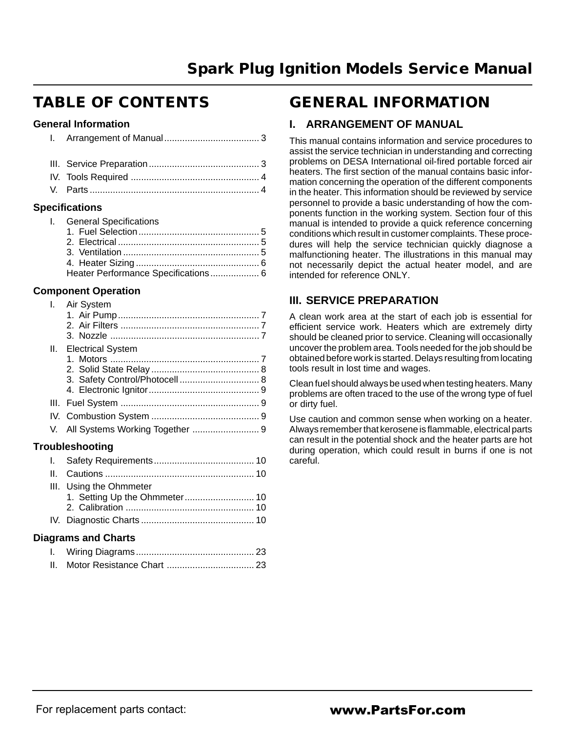# Spark Plug Ignition Models Service Manual

## TABLE OF CONTENTS

### General Information

I. Arrangement of Manual ..................................... 3

III. Service Preparation ........................................... 3
IV. Tools Required .................................................. 4
V. Parts .................................................................. 4

### Specifications

I. General Specifications
   1. Fuel Selection ............................................... 5
   2. Electrical ....................................................... 5
   3. Ventilation ..................................................... 5
   4. Heater Sizing ................................................ 6
   Heater Performance Specifications ................... 6

### Component Operation

I. Air System
   1. Air Pump ....................................................... 7
   2. Air Filters ...................................................... 7
   3. Nozzle .......................................................... 7

II. Electrical System
   1. Motors .......................................................... 7
   2. Solid State Relay .......................................... 8
   3. Safety Control/Photocell ............................... 8
   4. Electronic Ignitor ........................................... 9

III. Fuel System ...................................................... 9
IV. Combustion System .......................................... 9
V. All Systems Working Together .......................... 9

### Troubleshooting

I. Safety Requirements ....................................... 10
II. Cautions .......................................................... 10
III. Using the Ohmmeter
   1. Setting Up the Ohmmeter ........................... 10
   2. Calibration .................................................. 10
IV. Diagnostic Charts ............................................ 10

### Diagrams and Charts

I. Wiring Diagrams .............................................. 23
II. Motor Resistance Chart .................................. 23

## GENERAL INFORMATION

### I. ARRANGEMENT OF MANUAL

This manual contains information and service procedures to assist the service technician in understanding and correcting problems on DESA International oil-fired portable forced air heaters. The first section of the manual contains basic information concerning the operation of the different components in the heater. This information should be reviewed by service personnel to provide a basic understanding of how the components function in the working system. Section four of this manual is intended to provide a quick reference concerning conditions which result in customer complaints. These procedures will help the service technician quickly diagnose a malfunctioning heater. The illustrations in this manual may not necessarily depict the actual heater model, and are intended for reference ONLY.

### III. SERVICE PREPARATION

A clean work area at the start of each job is essential for efficient service work. Heaters which are extremely dirty should be cleaned prior to service. Cleaning will occasionally uncover the problem area. Tools needed for the job should be obtained before work is started. Delays resulting from locating tools result in lost time and wages.

Clean fuel should always be used when testing heaters. Many problems are often traced to the use of the wrong type of fuel or dirty fuel.

Use caution and common sense when working on a heater. Always remember that kerosene is flammable, electrical parts can result in the potential shock and the heater parts are hot during operation, which could result in burns if one is not careful.

For replacement parts contact: **www.PartsFor.com**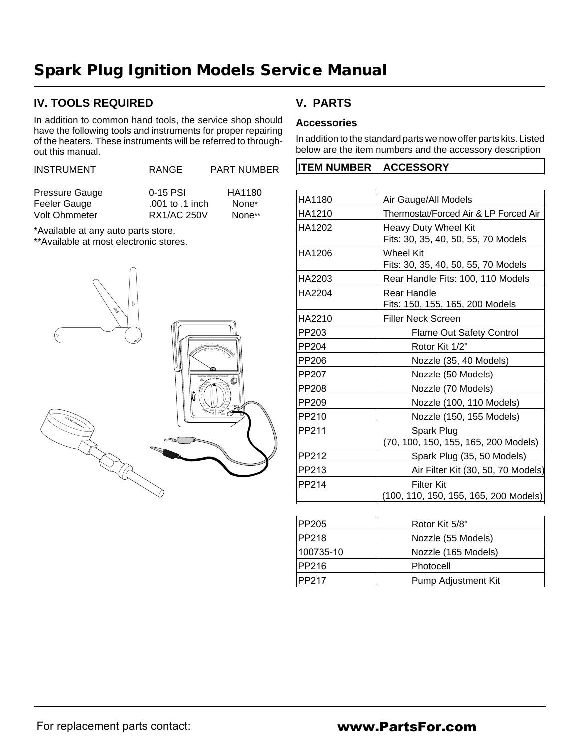# Spark Plug Ignition Models Service Manual

## IV. TOOLS REQUIRED

In addition to common hand tools, the service shop should have the following tools and instruments for proper repairing of the heaters. These instruments will be referred to throughout this manual.

| INSTRUMENT | RANGE | PART NUMBER |
|---|---|---|
| Pressure Gauge | 0-15 PSI | HA1180 |
| Feeler Gauge | .001 to .1 inch | None* |
| Volt Ohmmeter | RX1/AC 250V | None** |

*Available at any auto parts store.
**Available at most electronic stores.

## V. PARTS

### Accessories

In addition to the standard parts we now offer parts kits. Listed below are the item numbers and the accessory description

| ITEM NUMBER | ACCESSORY |
|---|---|
| HA1180 | Air Gauge/All Models |
| HA1210 | Thermostat/Forced Air & LP Forced Air |
| HA1202 | Heavy Duty Wheel Kit Fits: 30, 35, 40, 50, 55, 70 Models |
| HA1206 | Wheel Kit Fits: 30, 35, 40, 50, 55, 70 Models |
| HA2203 | Rear Handle Fits: 100, 110 Models |
| HA2204 | Rear Handle Fits: 150, 155, 165, 200 Models |
| HA2210 | Filler Neck Screen |
| PP203 | Flame Out Safety Control |
| PP204 | Rotor Kit 1/2" |
| PP206 | Nozzle (35, 40 Models) |
| PP207 | Nozzle (50 Models) |
| PP208 | Nozzle (70 Models) |
| PP209 | Nozzle (100, 110 Models) |
| PP210 | Nozzle (150, 155 Models) |
| PP211 | Spark Plug (70, 100, 150, 155, 165, 200 Models) |
| PP212 | Spark Plug (35, 50 Models) |
| PP213 | Air Filter Kit (30, 50, 70 Models) |
| PP214 | Filter Kit (100, 110, 150, 155, 165, 200 Models) |

| | |
|---|---|
| PP205 | Rotor Kit 5/8" |
| PP218 | Nozzle (55 Models) |
| 100735-10 | Nozzle (165 Models) |
| PP216 | Photocell |
| PP217 | Pump Adjustment Kit |

For replacement parts contact: **www.PartsFor.com**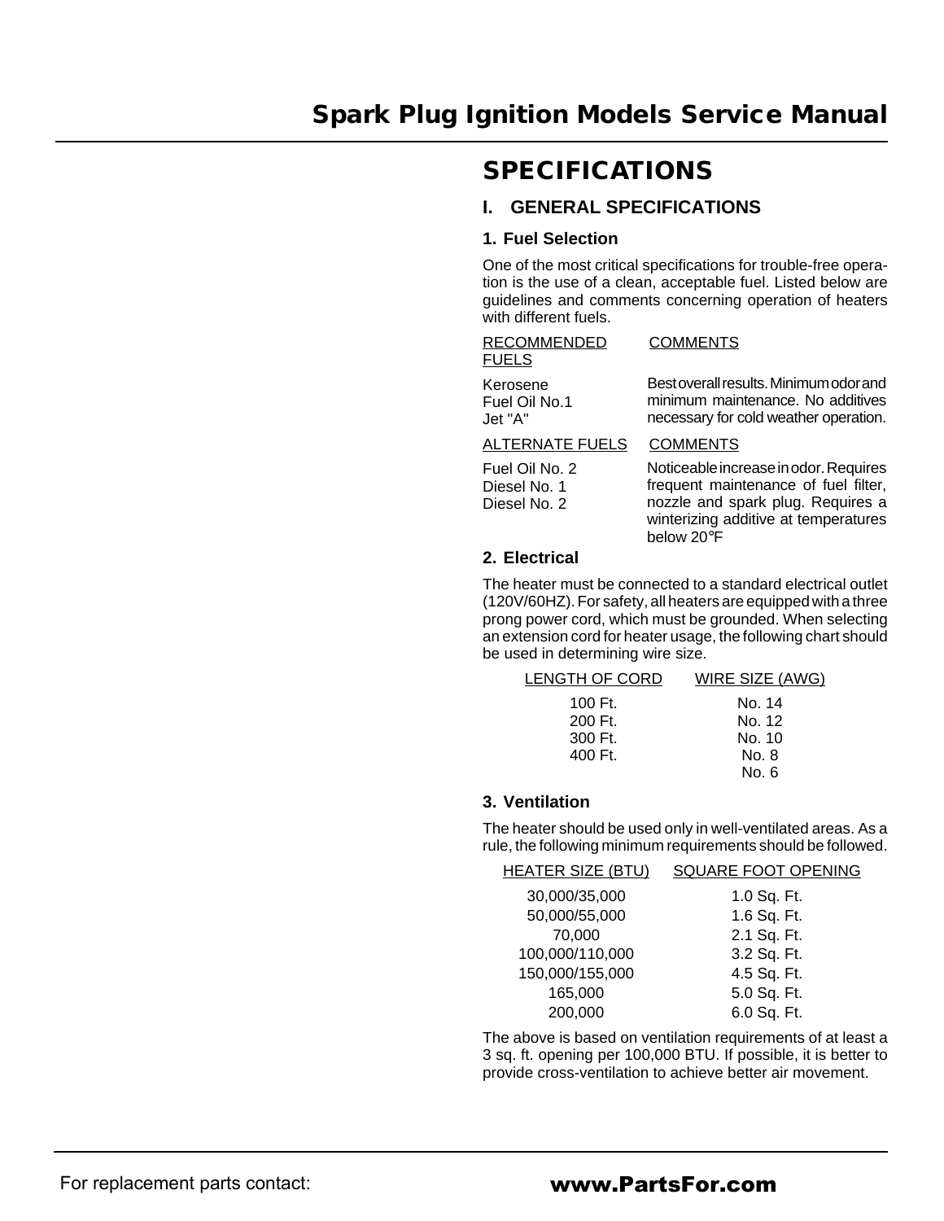# SPECIFICATIONS

## I. GENERAL SPECIFICATIONS

### 1. Fuel Selection

One of the most critical specifications for trouble-free operation is the use of a clean, acceptable fuel. Listed below are guidelines and comments concerning operation of heaters with different fuels.

| RECOMMENDED FUELS | COMMENTS |
|---|---|
| Kerosene<br>Fuel Oil No.1<br>Jet "A" | Best overall results. Minimum odor and minimum maintenance. No additives necessary for cold weather operation. |

| ALTERNATE FUELS | COMMENTS |
|---|---|
| Fuel Oil No. 2<br>Diesel No. 1<br>Diesel No. 2 | Noticeable increase in odor. Requires frequent maintenance of fuel filter, nozzle and spark plug. Requires a winterizing additive at temperatures below 20°F |

### 2. Electrical

The heater must be connected to a standard electrical outlet (120V/60HZ). For safety, all heaters are equipped with a three prong power cord, which must be grounded. When selecting an extension cord for heater usage, the following chart should be used in determining wire size.

| LENGTH OF CORD | WIRE SIZE (AWG) |
|---|---|
| 100 Ft. | No. 14 |
| 200 Ft. | No. 12 |
| 300 Ft. | No. 10 |
| 400 Ft. | No. 8 |
| | No. 6 |

### 3. Ventilation

The heater should be used only in well-ventilated areas. As a rule, the following minimum requirements should be followed.

| HEATER SIZE (BTU) | SQUARE FOOT OPENING |
|---|---|
| 30,000/35,000 | 1.0 Sq. Ft. |
| 50,000/55,000 | 1.6 Sq. Ft. |
| 70,000 | 2.1 Sq. Ft. |
| 100,000/110,000 | 3.2 Sq. Ft. |
| 150,000/155,000 | 4.5 Sq. Ft. |
| 165,000 | 5.0 Sq. Ft. |
| 200,000 | 6.0 Sq. Ft. |

The above is based on ventilation requirements of at least a 3 sq. ft. opening per 100,000 BTU. If possible, it is better to provide cross-ventilation to achieve better air movement.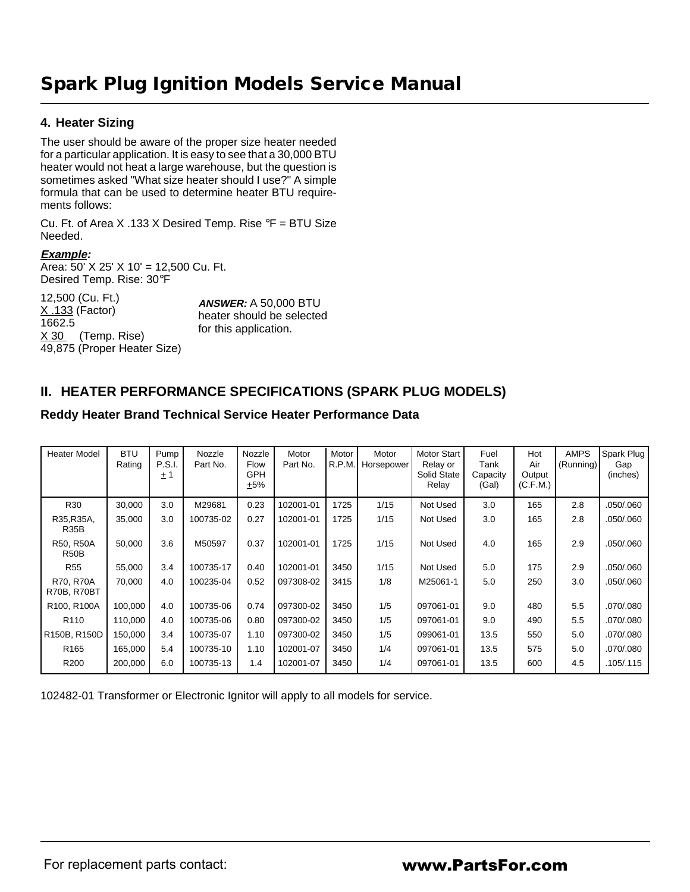# Spark Plug Ignition Models Service Manual

### 4. Heater Sizing

The user should be aware of the proper size heater needed for a particular application. It is easy to see that a 30,000 BTU heater would not heat a large warehouse, but the question is sometimes asked "What size heater should I use?" A simple formula that can be used to determine heater BTU requirements follows:

Cu. Ft. of Area X .133 X Desired Temp. Rise °F = BTU Size Needed.

***Example:***

Area: 50' X 25' X 10' = 12,500 Cu. Ft.
Desired Temp. Rise: 30°F

12,500 (Cu. Ft.)
X .133 (Factor)
1662.5
X 30 (Temp. Rise)
49,875 (Proper Heater Size)

***ANSWER:*** A 50,000 BTU heater should be selected for this application.

## II. HEATER PERFORMANCE SPECIFICATIONS (SPARK PLUG MODELS)

### Reddy Heater Brand Technical Service Heater Performance Data

| Heater Model | BTU Rating | Pump P.S.I. ±1 | Nozzle Part No. | Nozzle Flow GPH ±5% | Motor Part No. | Motor R.P.M. | Motor Horsepower | Motor Start Relay or Solid State Relay | Fuel Tank Capacity (Gal) | Hot Air Output (C.F.M.) | AMPS (Running) | Spark Plug Gap (inches) |
|---|---|---|---|---|---|---|---|---|---|---|---|---|
| R30 | 30,000 | 3.0 | M29681 | 0.23 | 102001-01 | 1725 | 1/15 | Not Used | 3.0 | 165 | 2.8 | .050/.060 |
| R35,R35A, R35B | 35,000 | 3.0 | 100735-02 | 0.27 | 102001-01 | 1725 | 1/15 | Not Used | 3.0 | 165 | 2.8 | .050/.060 |
| R50, R50A R50B | 50,000 | 3.6 | M50597 | 0.37 | 102001-01 | 1725 | 1/15 | Not Used | 4.0 | 165 | 2.9 | .050/.060 |
| R55 | 55,000 | 3.4 | 100735-17 | 0.40 | 102001-01 | 3450 | 1/15 | Not Used | 5.0 | 175 | 2.9 | .050/.060 |
| R70, R70A R70B, R70BT | 70,000 | 4.0 | 100235-04 | 0.52 | 097308-02 | 3415 | 1/8 | M25061-1 | 5.0 | 250 | 3.0 | .050/.060 |
| R100, R100A | 100,000 | 4.0 | 100735-06 | 0.74 | 097300-02 | 3450 | 1/5 | 097061-01 | 9.0 | 480 | 5.5 | .070/.080 |
| R110 | 110,000 | 4.0 | 100735-06 | 0.80 | 097300-02 | 3450 | 1/5 | 097061-01 | 9.0 | 490 | 5.5 | .070/.080 |
| R150B, R150D | 150,000 | 3.4 | 100735-07 | 1.10 | 097300-02 | 3450 | 1/5 | 099061-01 | 13.5 | 550 | 5.0 | .070/.080 |
| R165 | 165,000 | 5.4 | 100735-10 | 1.10 | 102001-07 | 3450 | 1/4 | 097061-01 | 13.5 | 575 | 5.0 | .070/.080 |
| R200 | 200,000 | 6.0 | 100735-13 | 1.4 | 102001-07 | 3450 | 1/4 | 097061-01 | 13.5 | 600 | 4.5 | .105/.115 |

102482-01 Transformer or Electronic Ignitor will apply to all models for service.

For replacement parts contact: **www.PartsFor.com**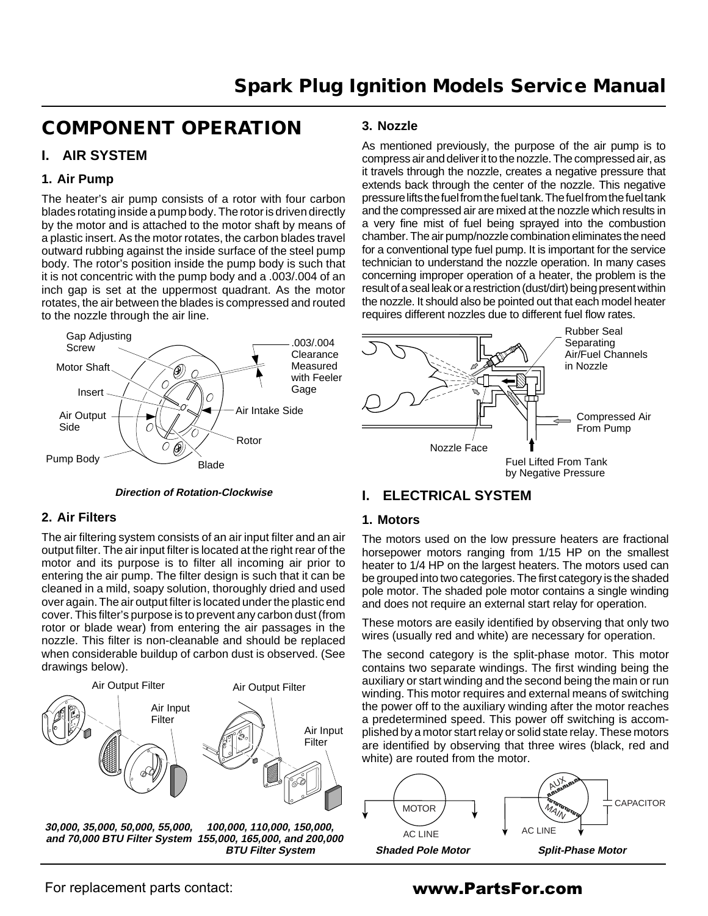# COMPONENT OPERATION

## I. AIR SYSTEM

### 1. Air Pump

The heater's air pump consists of a rotor with four carbon blades rotating inside a pump body. The rotor is driven directly by the motor and is attached to the motor shaft by means of a plastic insert. As the motor rotates, the carbon blades travel outward rubbing against the inside surface of the steel pump body. The rotor's position inside the pump body is such that it is not concentric with the pump body and a .003/.004 of an inch gap is set at the uppermost quadrant. As the motor rotates, the air between the blades is compressed and routed to the nozzle through the air line.

Gap Adjusting Screw
Motor Shaft
Insert
Air Output Side
Pump Body
.003/.004 Clearance Measured with Feeler Gage
Air Intake Side
Rotor
Blade

***Direction of Rotation-Clockwise***

### 2. Air Filters

The air filtering system consists of an air input filter and an air output filter. The air input filter is located at the right rear of the motor and its purpose is to filter all incoming air prior to entering the air pump. The filter design is such that it can be cleaned in a mild, soapy solution, thoroughly dried and used over again. The air output filter is located under the plastic end cover. This filter's purpose is to prevent any carbon dust (from rotor or blade wear) from entering the air passages in the nozzle. This filter is non-cleanable and should be replaced when considerable buildup of carbon dust is observed. (See drawings below).

Air Output Filter
Air Input Filter

***30,000, 35,000, 50,000, 55,000, and 70,000 BTU Filter System***

Air Output Filter
Air Input Filter

***100,000, 110,000, 150,000, 155,000, 165,000, and 200,000 BTU Filter System***

### 3. Nozzle

As mentioned previously, the purpose of the air pump is to compress air and deliver it to the nozzle. The compressed air, as it travels through the nozzle, creates a negative pressure that extends back through the center of the nozzle. This negative pressure lifts the fuel from the fuel tank. The fuel from the fuel tank and the compressed air are mixed at the nozzle which results in a very fine mist of fuel being sprayed into the combustion chamber. The air pump/nozzle combination eliminates the need for a conventional type fuel pump. It is important for the service technician to understand the nozzle operation. In many cases concerning improper operation of a heater, the problem is the result of a seal leak or a restriction (dust/dirt) being present within the nozzle. It should also be pointed out that each model heater requires different nozzles due to different fuel flow rates.

Rubber Seal Separating Air/Fuel Channels in Nozzle
Compressed Air From Pump
Nozzle Face
Fuel Lifted From Tank by Negative Pressure

## I. ELECTRICAL SYSTEM

### 1. Motors

The motors used on the low pressure heaters are fractional horsepower motors ranging from 1/15 HP on the smallest heater to 1/4 HP on the largest heaters. The motors used can be grouped into two categories. The first category is the shaded pole motor. The shaded pole motor contains a single winding and does not require an external start relay for operation.

These motors are easily identified by observing that only two wires (usually red and white) are necessary for operation.

The second category is the split-phase motor. This motor contains two separate windings. The first winding being the auxiliary or start winding and the second being the main or run winding. This motor requires and external means of switching the power off to the auxiliary winding after the motor reaches a predetermined speed. This power off switching is accomplished by a motor start relay or solid state relay. These motors are identified by observing that three wires (black, red and white) are routed from the motor.

MOTOR
AC LINE

***Shaded Pole Motor***

AUX
MAIN
CAPACITOR
AC LINE

***Split-Phase Motor***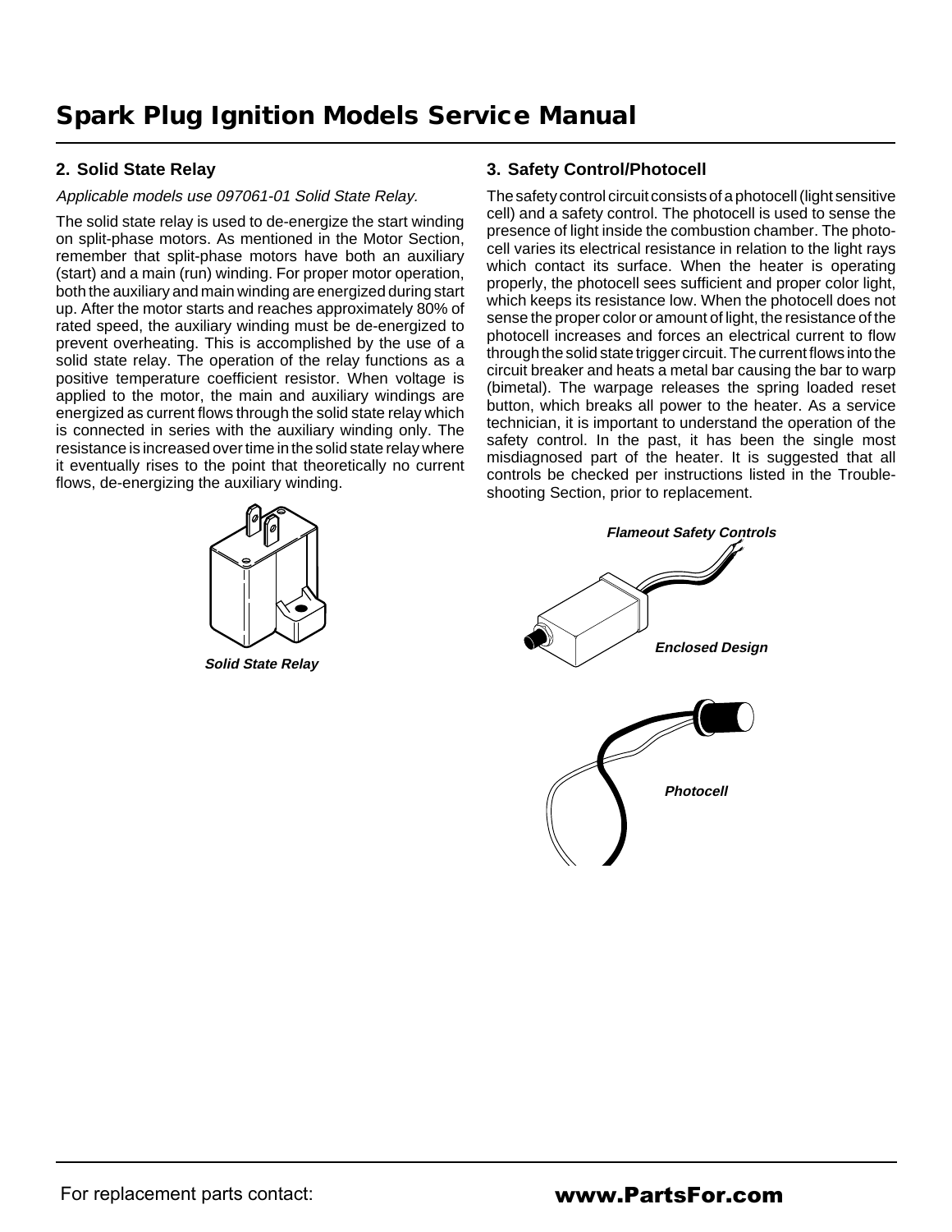## 2. Solid State Relay

*Applicable models use 097061-01 Solid State Relay.*

The solid state relay is used to de-energize the start winding on split-phase motors. As mentioned in the Motor Section, remember that split-phase motors have both an auxiliary (start) and a main (run) winding. For proper motor operation, both the auxiliary and main winding are energized during start up. After the motor starts and reaches approximately 80% of rated speed, the auxiliary winding must be de-energized to prevent overheating. This is accomplished by the use of a solid state relay. The operation of the relay functions as a positive temperature coefficient resistor. When voltage is applied to the motor, the main and auxiliary windings are energized as current flows through the solid state relay which is connected in series with the auxiliary winding only. The resistance is increased over time in the solid state relay where it eventually rises to the point that theoretically no current flows, de-energizing the auxiliary winding.

**Solid State Relay**

## 3. Safety Control/Photocell

The safety control circuit consists of a photocell (light sensitive cell) and a safety control. The photocell is used to sense the presence of light inside the combustion chamber. The photocell varies its electrical resistance in relation to the light rays which contact its surface. When the heater is operating properly, the photocell sees sufficient and proper color light, which keeps its resistance low. When the photocell does not sense the proper color or amount of light, the resistance of the photocell increases and forces an electrical current to flow through the solid state trigger circuit. The current flows into the circuit breaker and heats a metal bar causing the bar to warp (bimetal). The warpage releases the spring loaded reset button, which breaks all power to the heater. As a service technician, it is important to understand the operation of the safety control. In the past, it has been the single most misdiagnosed part of the heater. It is suggested that all controls be checked per instructions listed in the Troubleshooting Section, prior to replacement.

**Flameout Safety Controls**

**Enclosed Design**

**Photocell**

For replacement parts contact: **www.PartsFor.com**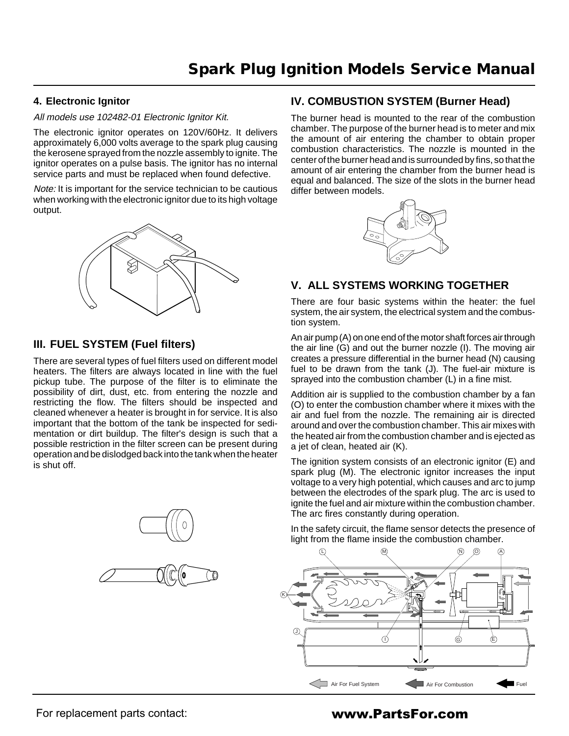#### 4. Electronic Ignitor

*All models use 102482-01 Electronic Ignitor Kit.*

The electronic ignitor operates on 120V/60Hz. It delivers approximately 6,000 volts average to the spark plug causing the kerosene sprayed from the nozzle assembly to ignite. The ignitor operates on a pulse basis. The ignitor has no internal service parts and must be replaced when found defective.

*Note:* It is important for the service technician to be cautious when working with the electronic ignitor due to its high voltage output.

### III. FUEL SYSTEM (Fuel filters)

There are several types of fuel filters used on different model heaters. The filters are always located in line with the fuel pickup tube. The purpose of the filter is to eliminate the possibility of dirt, dust, etc. from entering the nozzle and restricting the flow. The filters should be inspected and cleaned whenever a heater is brought in for service. It is also important that the bottom of the tank be inspected for sedimentation or dirt buildup. The filter's design is such that a possible restriction in the filter screen can be present during operation and be dislodged back into the tank when the heater is shut off.

### IV. COMBUSTION SYSTEM (Burner Head)

The burner head is mounted to the rear of the combustion chamber. The purpose of the burner head is to meter and mix the amount of air entering the chamber to obtain proper combustion characteristics. The nozzle is mounted in the center of the burner head and is surrounded by fins, so that the amount of air entering the chamber from the burner head is equal and balanced. The size of the slots in the burner head differ between models.

### V. ALL SYSTEMS WORKING TOGETHER

There are four basic systems within the heater: the fuel system, the air system, the electrical system and the combustion system.

An air pump (A) on one end of the motor shaft forces air through the air line (G) and out the burner nozzle (I). The moving air creates a pressure differential in the burner head (N) causing fuel to be drawn from the tank (J). The fuel-air mixture is sprayed into the combustion chamber (L) in a fine mist.

Addition air is supplied to the combustion chamber by a fan (O) to enter the combustion chamber where it mixes with the air and fuel from the nozzle. The remaining air is directed around and over the combustion chamber. This air mixes with the heated air from the combustion chamber and is ejected as a jet of clean, heated air (K).

The ignition system consists of an electronic ignitor (E) and spark plug (M). The electronic ignitor increases the input voltage to a very high potential, which causes and arc to jump between the electrodes of the spark plug. The arc is used to ignite the fuel and air mixture within the combustion chamber. The arc fires constantly during operation.

In the safety circuit, the flame sensor detects the presence of light from the flame inside the combustion chamber.

Air For Fuel System | Air For Combustion | Fuel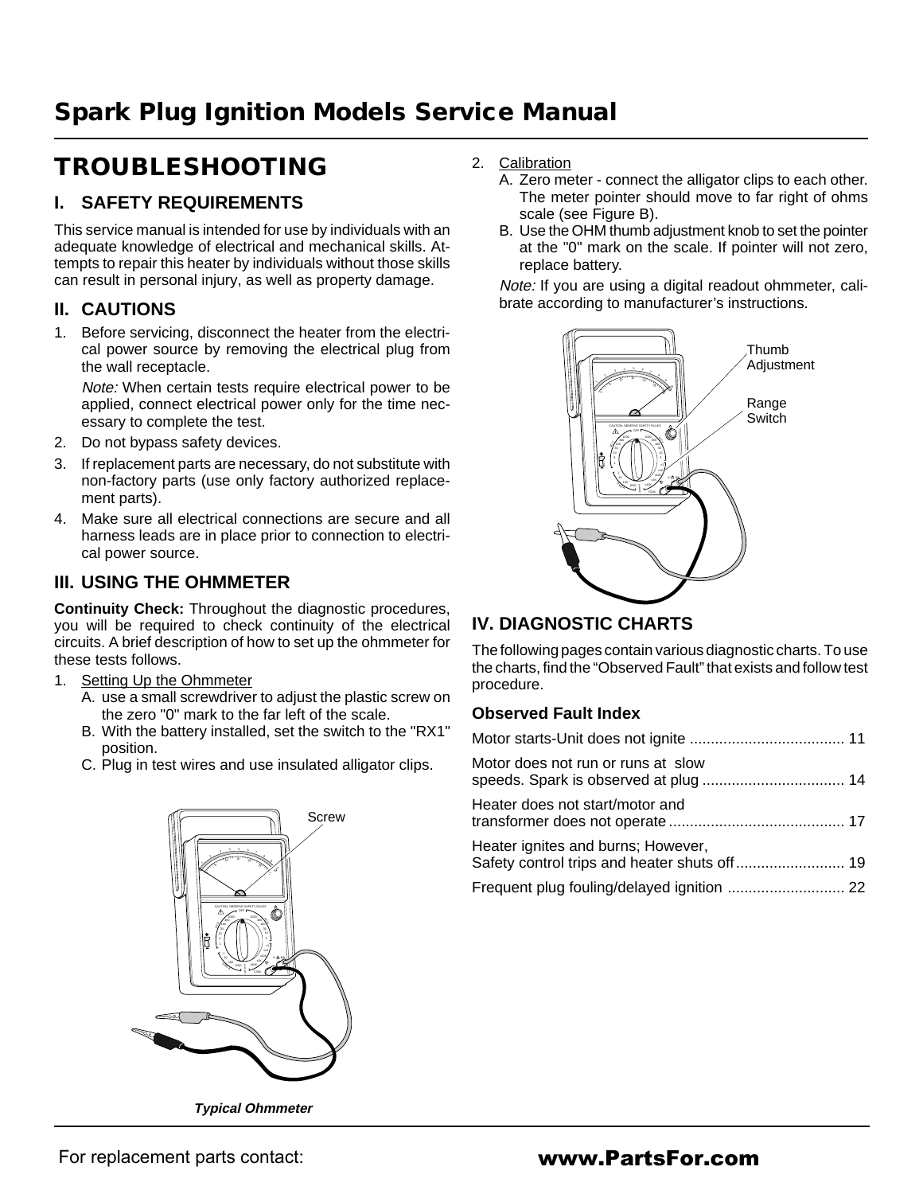# Spark Plug Ignition Models Service Manual

# TROUBLESHOOTING

## I. SAFETY REQUIREMENTS

This service manual is intended for use by individuals with an adequate knowledge of electrical and mechanical skills. Attempts to repair this heater by individuals without those skills can result in personal injury, as well as property damage.

## II. CAUTIONS

1. Before servicing, disconnect the heater from the electrical power source by removing the electrical plug from the wall receptacle.

   *Note:* When certain tests require electrical power to be applied, connect electrical power only for the time necessary to complete the test.

2. Do not bypass safety devices.
3. If replacement parts are necessary, do not substitute with non-factory parts (use only factory authorized replacement parts).
4. Make sure all electrical connections are secure and all harness leads are in place prior to connection to electrical power source.

## III. USING THE OHMMETER

**Continuity Check:** Throughout the diagnostic procedures, you will be required to check continuity of the electrical circuits. A brief description of how to set up the ohmmeter for these tests follows.

1. Setting Up the Ohmmeter
   A. use a small screwdriver to adjust the plastic screw on the zero "0" mark to the far left of the scale.
   B. With the battery installed, set the switch to the "RX1" position.
   C. Plug in test wires and use insulated alligator clips.

Screw

***Typical Ohmmeter***

2. Calibration
   A. Zero meter - connect the alligator clips to each other. The meter pointer should move to far right of ohms scale (see Figure B).
   B. Use the OHM thumb adjustment knob to set the pointer at the "0" mark on the scale. If pointer will not zero, replace battery.

   *Note:* If you are using a digital readout ohmmeter, calibrate according to manufacturer's instructions.

Thumb Adjustment

Range Switch

## IV. DIAGNOSTIC CHARTS

The following pages contain various diagnostic charts. To use the charts, find the "Observed Fault" that exists and follow test procedure.

### Observed Fault Index

Motor starts-Unit does not ignite ..................................... 11

Motor does not run or runs at slow speeds. Spark is observed at plug .................................. 14

Heater does not start/motor and transformer does not operate .......................................... 17

Heater ignites and burns; However, Safety control trips and heater shuts off.......................... 19

Frequent plug fouling/delayed ignition ............................ 22

For replacement parts contact: **www.PartsFor.com**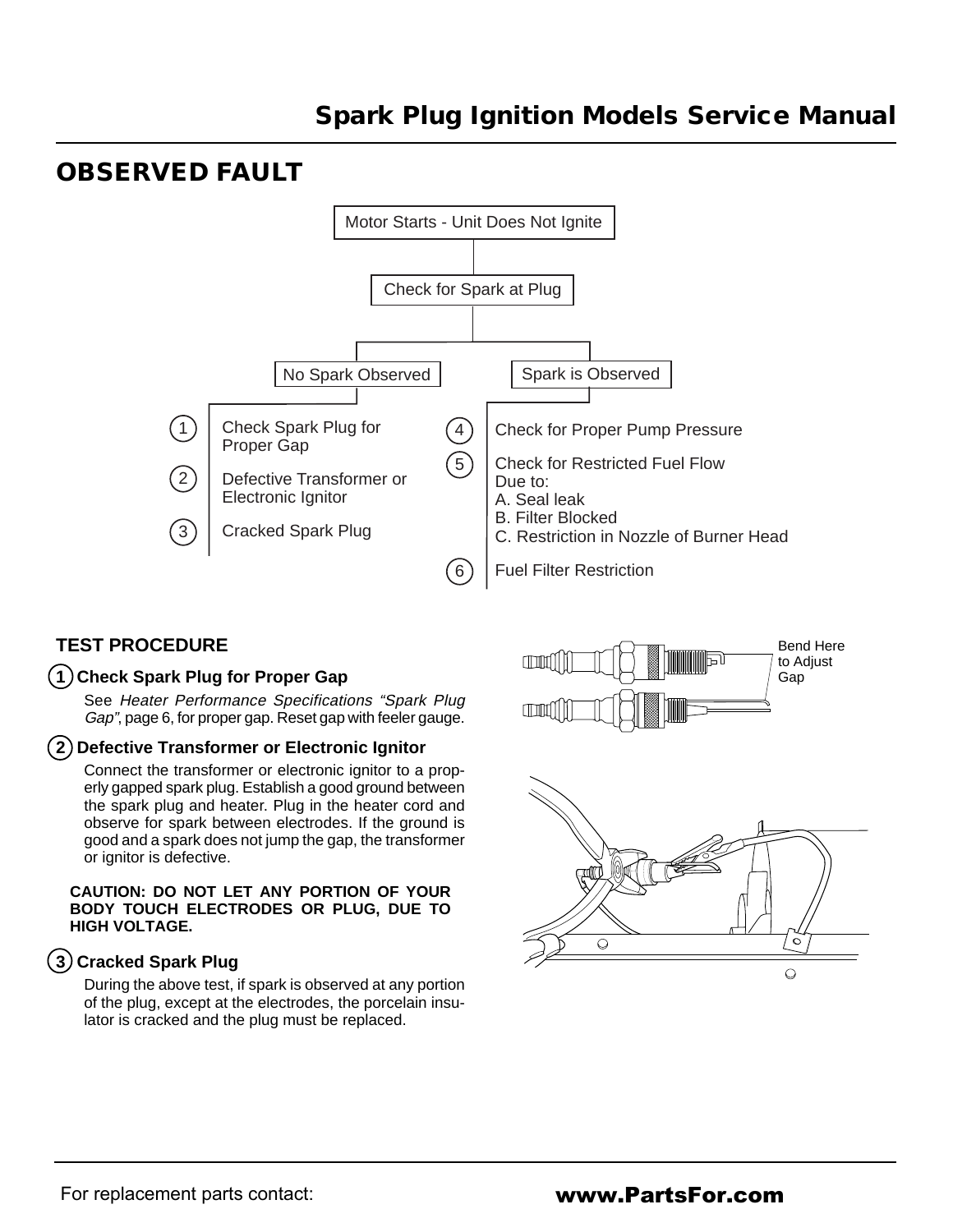## OBSERVED FAULT

Motor Starts - Unit Does Not Ignite

Check for Spark at Plug

**No Spark Observed**

1. Check Spark Plug for Proper Gap
2. Defective Transformer or Electronic Ignitor
3. Cracked Spark Plug

**Spark is Observed**

4. Check for Proper Pump Pressure
5. Check for Restricted Fuel Flow Due to:
   A. Seal leak
   B. Filter Blocked
   C. Restriction in Nozzle of Burner Head
6. Fuel Filter Restriction

### TEST PROCEDURE

**1 Check Spark Plug for Proper Gap**

See *Heater Performance Specifications "Spark Plug Gap"*, page 6, for proper gap. Reset gap with feeler gauge.

**2 Defective Transformer or Electronic Ignitor**

Connect the transformer or electronic ignitor to a properly gapped spark plug. Establish a good ground between the spark plug and heater. Plug in the heater cord and observe for spark between electrodes. If the ground is good and a spark does not jump the gap, the transformer or ignitor is defective.

**CAUTION: DO NOT LET ANY PORTION OF YOUR BODY TOUCH ELECTRODES OR PLUG, DUE TO HIGH VOLTAGE.**

**3 Cracked Spark Plug**

During the above test, if spark is observed at any portion of the plug, except at the electrodes, the porcelain insulator is cracked and the plug must be replaced.

Bend Here to Adjust Gap

For replacement parts contact: **www.PartsFor.com**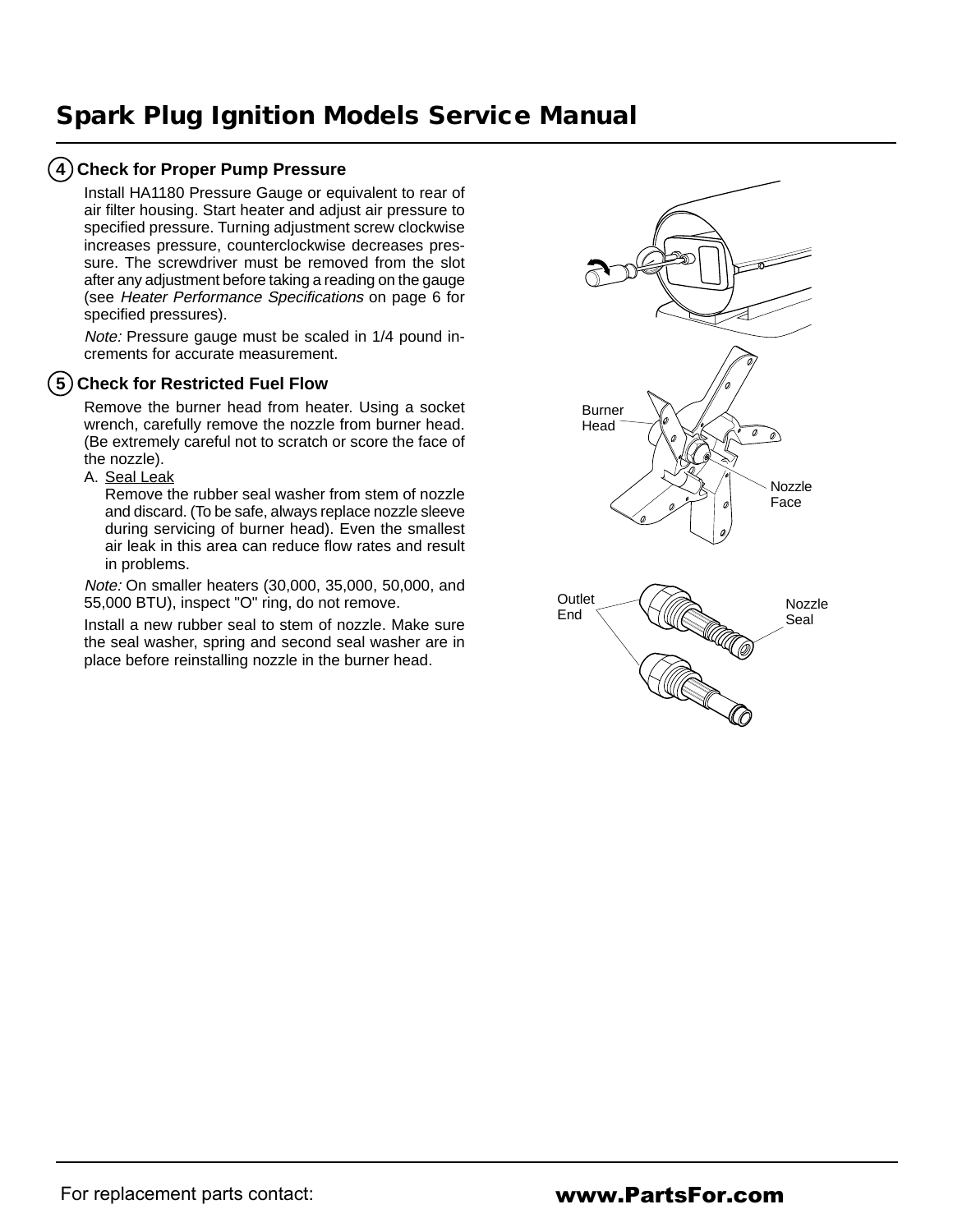# Spark Plug Ignition Models Service Manual

## 4 Check for Proper Pump Pressure

Install HA1180 Pressure Gauge or equivalent to rear of air filter housing. Start heater and adjust air pressure to specified pressure. Turning adjustment screw clockwise increases pressure, counterclockwise decreases pressure. The screwdriver must be removed from the slot after any adjustment before taking a reading on the gauge (see *Heater Performance Specifications* on page 6 for specified pressures).

*Note:* Pressure gauge must be scaled in 1/4 pound increments for accurate measurement.

## 5 Check for Restricted Fuel Flow

Remove the burner head from heater. Using a socket wrench, carefully remove the nozzle from burner head. (Be extremely careful not to scratch or score the face of the nozzle).

A. Seal Leak

Remove the rubber seal washer from stem of nozzle and discard. (To be safe, always replace nozzle sleeve during servicing of burner head). Even the smallest air leak in this area can reduce flow rates and result in problems.

*Note:* On smaller heaters (30,000, 35,000, 50,000, and 55,000 BTU), inspect "O" ring, do not remove.

Install a new rubber seal to stem of nozzle. Make sure the seal washer, spring and second seal washer are in place before reinstalling nozzle in the burner head.

Burner Head

Nozzle Face

Outlet End

Nozzle Seal

For replacement parts contact: **www.PartsFor.com**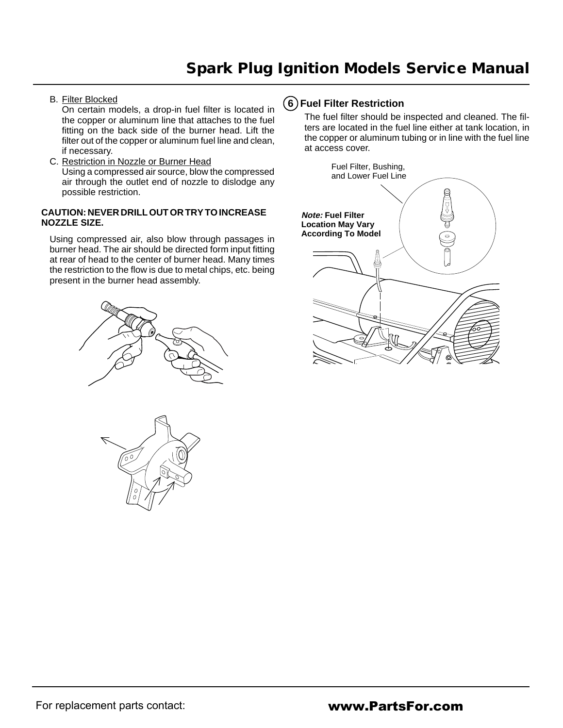B. Filter Blocked
   On certain models, a drop-in fuel filter is located in the copper or aluminum line that attaches to the fuel fitting on the back side of the burner head. Lift the filter out of the copper or aluminum fuel line and clean, if necessary.

C. Restriction in Nozzle or Burner Head
   Using a compressed air source, blow the compressed air through the outlet end of nozzle to dislodge any possible restriction.

**CAUTION: NEVER DRILL OUT OR TRY TO INCREASE NOZZLE SIZE.**

Using compressed air, also blow through passages in burner head. The air should be directed form input fitting at rear of head to the center of burner head. Many times the restriction to the flow is due to metal chips, etc. being present in the burner head assembly.

## 6 Fuel Filter Restriction

The fuel filter should be inspected and cleaned. The filters are located in the fuel line either at tank location, in the copper or aluminum tubing or in line with the fuel line at access cover.

Fuel Filter, Bushing, and Lower Fuel Line

***Note:*** **Fuel Filter Location May Vary According To Model**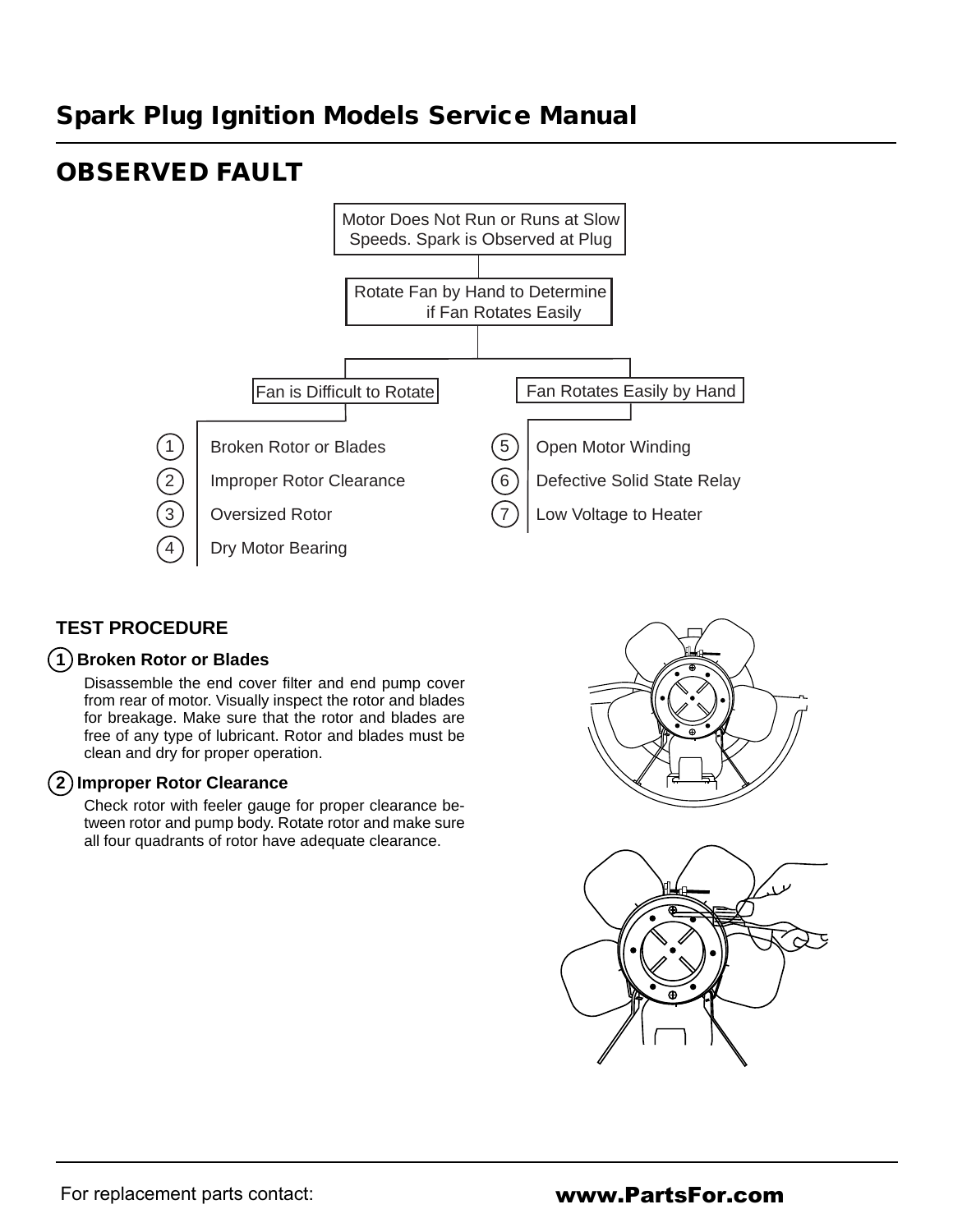## OBSERVED FAULT

Motor Does Not Run or Runs at Slow Speeds. Spark is Observed at Plug

Rotate Fan by Hand to Determine if Fan Rotates Easily

**Fan is Difficult to Rotate**

1. Broken Rotor or Blades
2. Improper Rotor Clearance
3. Oversized Rotor
4. Dry Motor Bearing

**Fan Rotates Easily by Hand**

5. Open Motor Winding
6. Defective Solid State Relay
7. Low Voltage to Heater

### TEST PROCEDURE

**1 Broken Rotor or Blades**

Disassemble the end cover filter and end pump cover from rear of motor. Visually inspect the rotor and blades for breakage. Make sure that the rotor and blades are free of any type of lubricant. Rotor and blades must be clean and dry for proper operation.

**2 Improper Rotor Clearance**

Check rotor with feeler gauge for proper clearance between rotor and pump body. Rotate rotor and make sure all four quadrants of rotor have adequate clearance.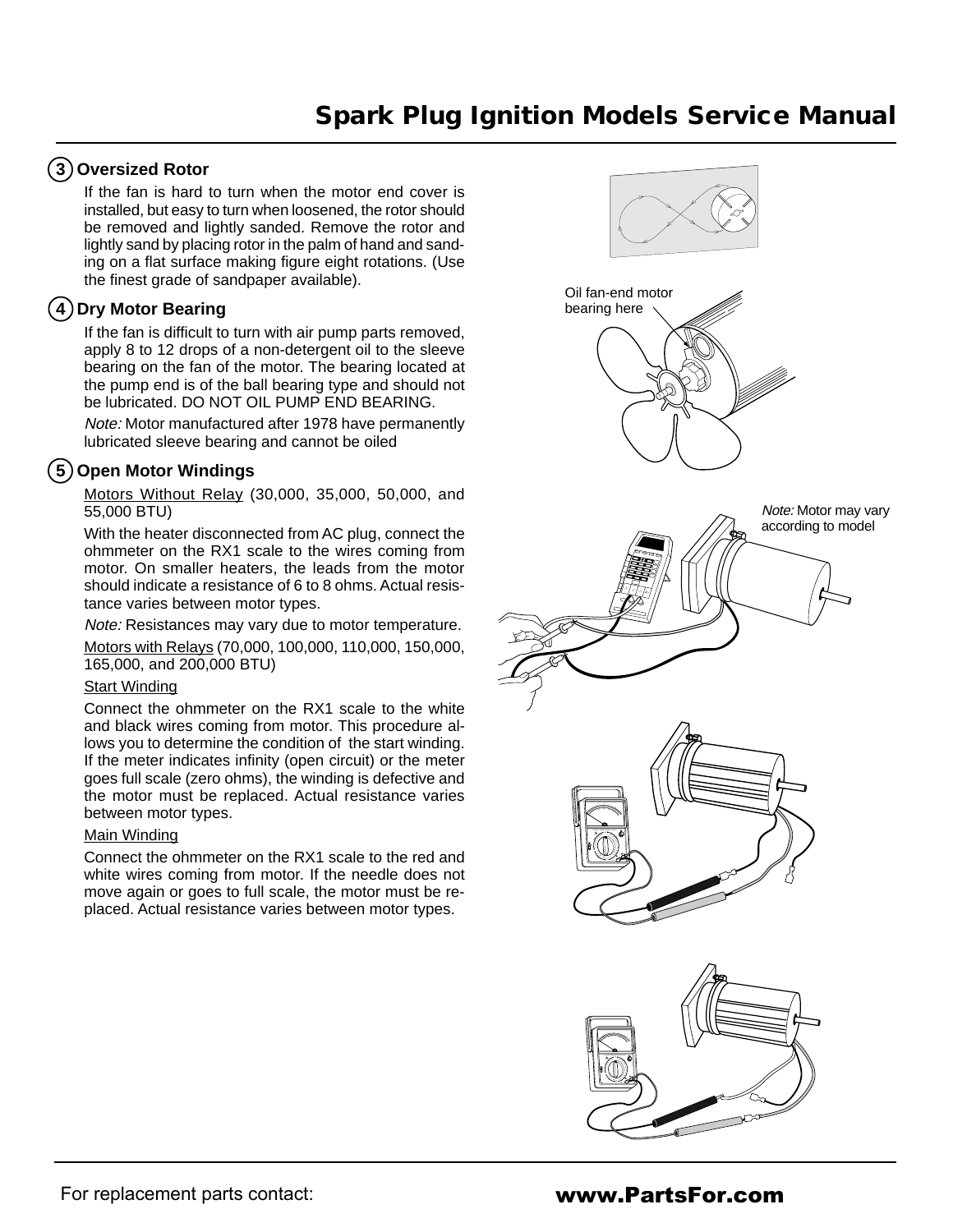### 3 Oversized Rotor

If the fan is hard to turn when the motor end cover is installed, but easy to turn when loosened, the rotor should be removed and lightly sanded. Remove the rotor and lightly sand by placing rotor in the palm of hand and sanding on a flat surface making figure eight rotations. (Use the finest grade of sandpaper available).

### 4 Dry Motor Bearing

If the fan is difficult to turn with air pump parts removed, apply 8 to 12 drops of a non-detergent oil to the sleeve bearing on the fan of the motor. The bearing located at the pump end is of the ball bearing type and should not be lubricated. DO NOT OIL PUMP END BEARING.

*Note:* Motor manufactured after 1978 have permanently lubricated sleeve bearing and cannot be oiled

Oil fan-end motor bearing here

### 5 Open Motor Windings

Motors Without Relay (30,000, 35,000, 50,000, and 55,000 BTU)

With the heater disconnected from AC plug, connect the ohmmeter on the RX1 scale to the wires coming from motor. On smaller heaters, the leads from the motor should indicate a resistance of 6 to 8 ohms. Actual resistance varies between motor types.

*Note:* Resistances may vary due to motor temperature.

*Note:* Motor may vary according to model

Motors with Relays (70,000, 100,000, 110,000, 150,000, 165,000, and 200,000 BTU)

Start Winding

Connect the ohmmeter on the RX1 scale to the white and black wires coming from motor. This procedure allows you to determine the condition of the start winding. If the meter indicates infinity (open circuit) or the meter goes full scale (zero ohms), the winding is defective and the motor must be replaced. Actual resistance varies between motor types.

Main Winding

Connect the ohmmeter on the RX1 scale to the red and white wires coming from motor. If the needle does not move again or goes to full scale, the motor must be replaced. Actual resistance varies between motor types.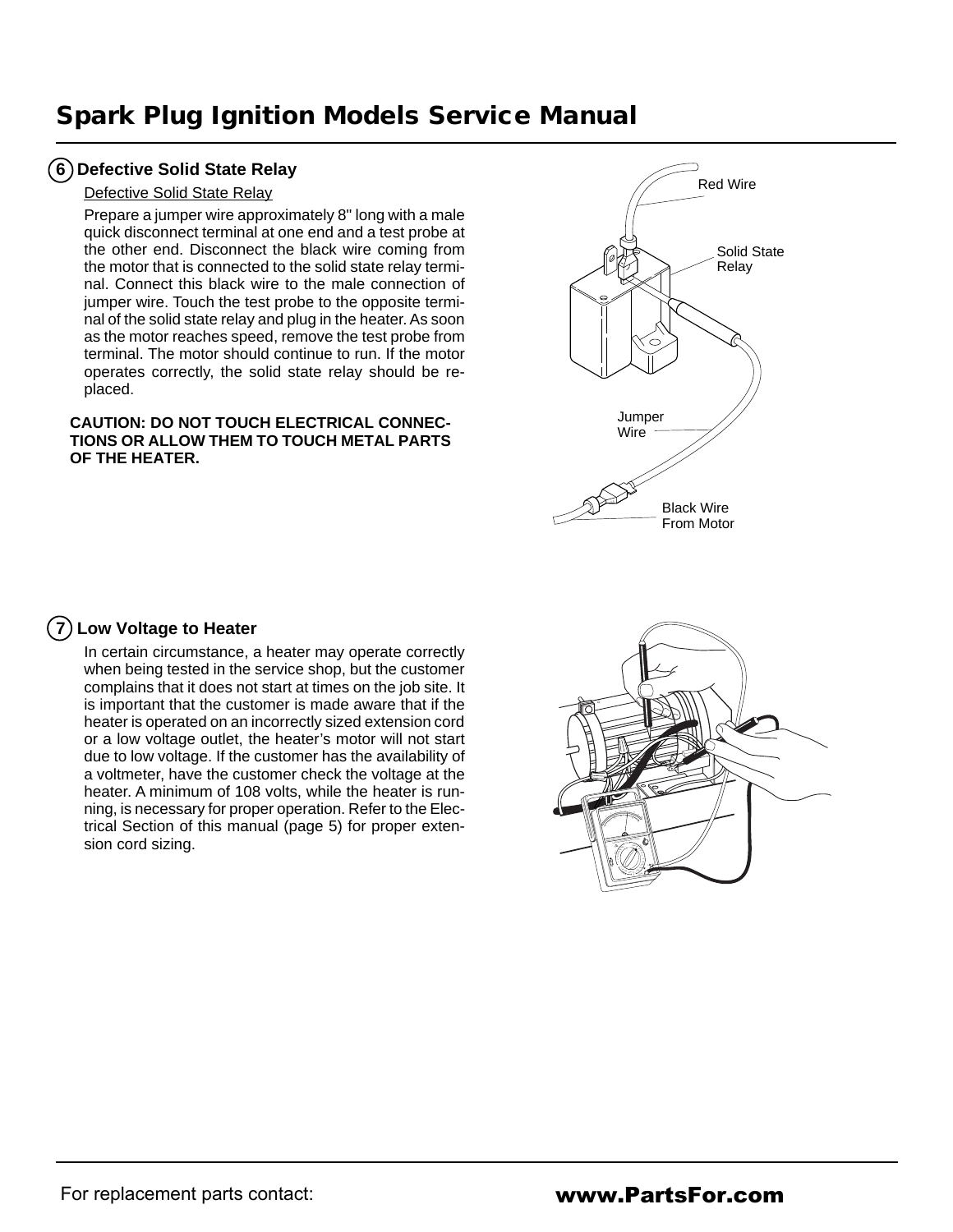# Spark Plug Ignition Models Service Manual

## 6 Defective Solid State Relay

Defective Solid State Relay

Prepare a jumper wire approximately 8" long with a male quick disconnect terminal at one end and a test probe at the other end. Disconnect the black wire coming from the motor that is connected to the solid state relay terminal. Connect this black wire to the male connection of jumper wire. Touch the test probe to the opposite terminal of the solid state relay and plug in the heater. As soon as the motor reaches speed, remove the test probe from terminal. The motor should continue to run. If the motor operates correctly, the solid state relay should be replaced.

**CAUTION: DO NOT TOUCH ELECTRICAL CONNECTIONS OR ALLOW THEM TO TOUCH METAL PARTS OF THE HEATER.**

Red Wire

Solid State Relay

Jumper Wire

Black Wire From Motor

## 7 Low Voltage to Heater

In certain circumstance, a heater may operate correctly when being tested in the service shop, but the customer complains that it does not start at times on the job site. It is important that the customer is made aware that if the heater is operated on an incorrectly sized extension cord or a low voltage outlet, the heater's motor will not start due to low voltage. If the customer has the availability of a voltmeter, have the customer check the voltage at the heater. A minimum of 108 volts, while the heater is running, is necessary for proper operation. Refer to the Electrical Section of this manual (page 5) for proper extension cord sizing.

For replacement parts contact: **www.PartsFor.com**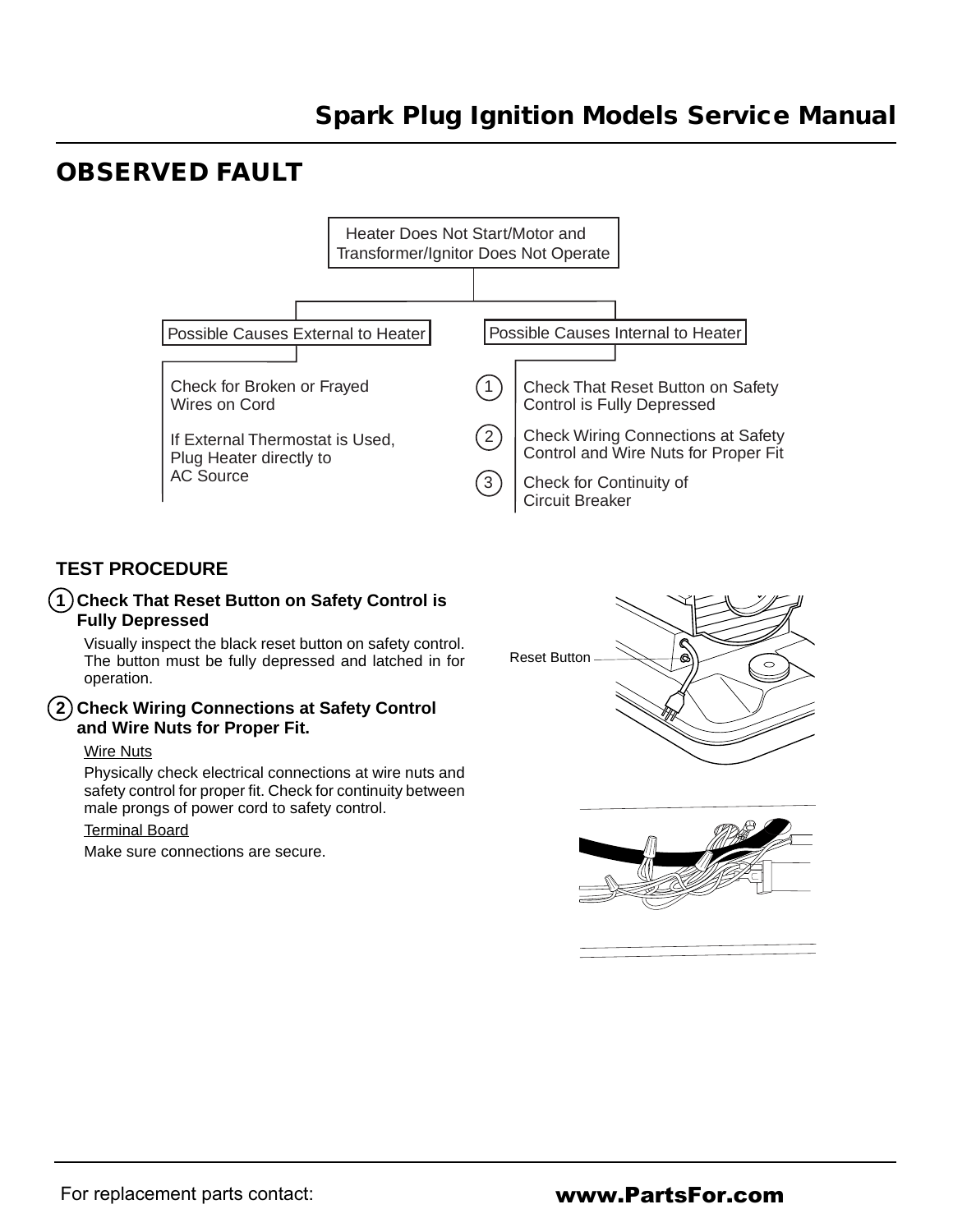## OBSERVED FAULT

Heater Does Not Start/Motor and Transformer/Ignitor Does Not Operate

**Possible Causes External to Heater**

- Check for Broken or Frayed Wires on Cord
- If External Thermostat is Used, Plug Heater directly to AC Source

**Possible Causes Internal to Heater**

1. Check That Reset Button on Safety Control is Fully Depressed
2. Check Wiring Connections at Safety Control and Wire Nuts for Proper Fit
3. Check for Continuity of Circuit Breaker

### TEST PROCEDURE

**1 Check That Reset Button on Safety Control is Fully Depressed**

Visually inspect the black reset button on safety control. The button must be fully depressed and latched in for operation.

Reset Button

**2 Check Wiring Connections at Safety Control and Wire Nuts for Proper Fit.**

Wire Nuts

Physically check electrical connections at wire nuts and safety control for proper fit. Check for continuity between male prongs of power cord to safety control.

Terminal Board

Make sure connections are secure.

For replacement parts contact: **www.PartsFor.com**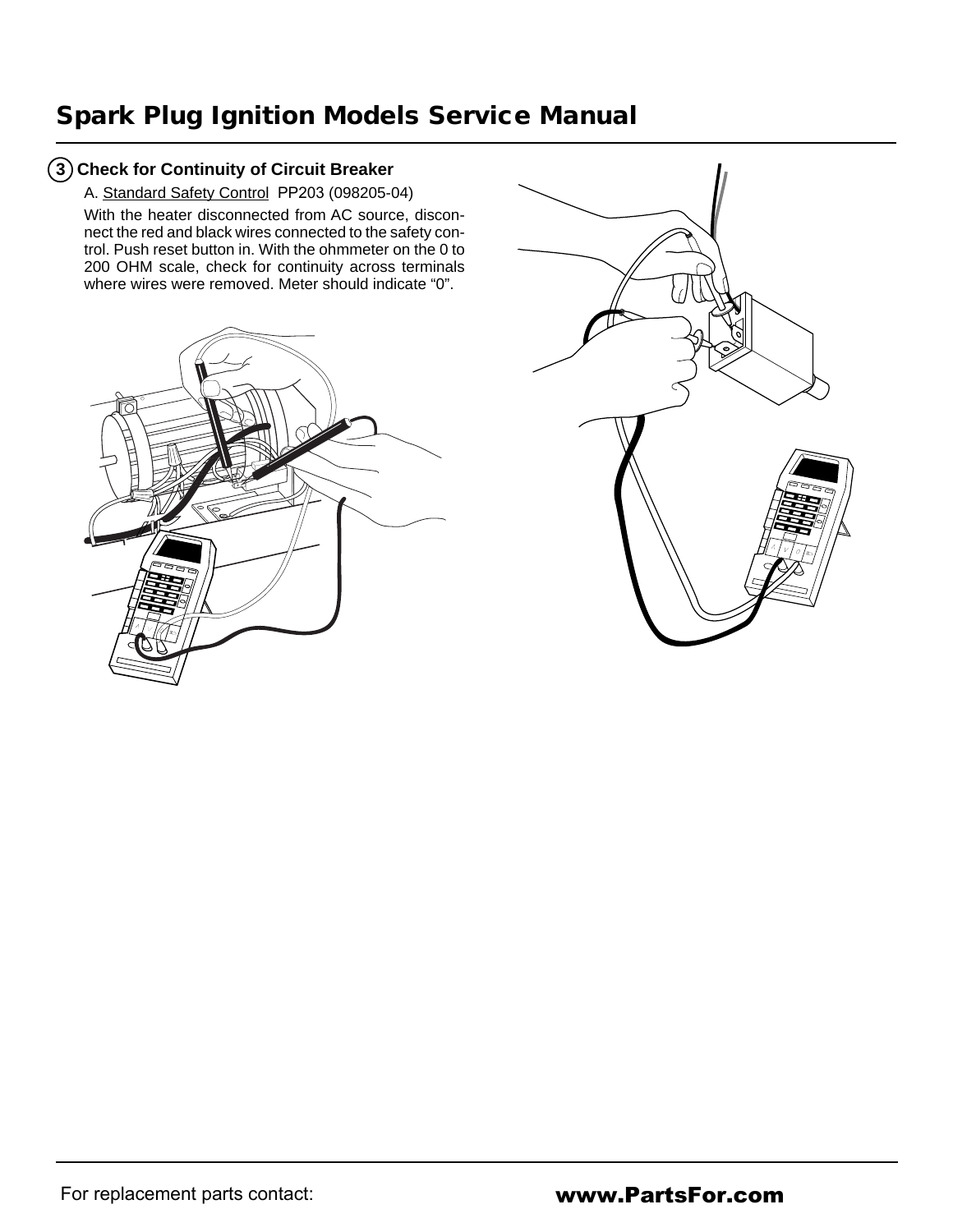## 3 Check for Continuity of Circuit Breaker

A. Standard Safety Control PP203 (098205-04)

With the heater disconnected from AC source, disconnect the red and black wires connected to the safety control. Push reset button in. With the ohmmeter on the 0 to 200 OHM scale, check for continuity across terminals where wires were removed. Meter should indicate “0”.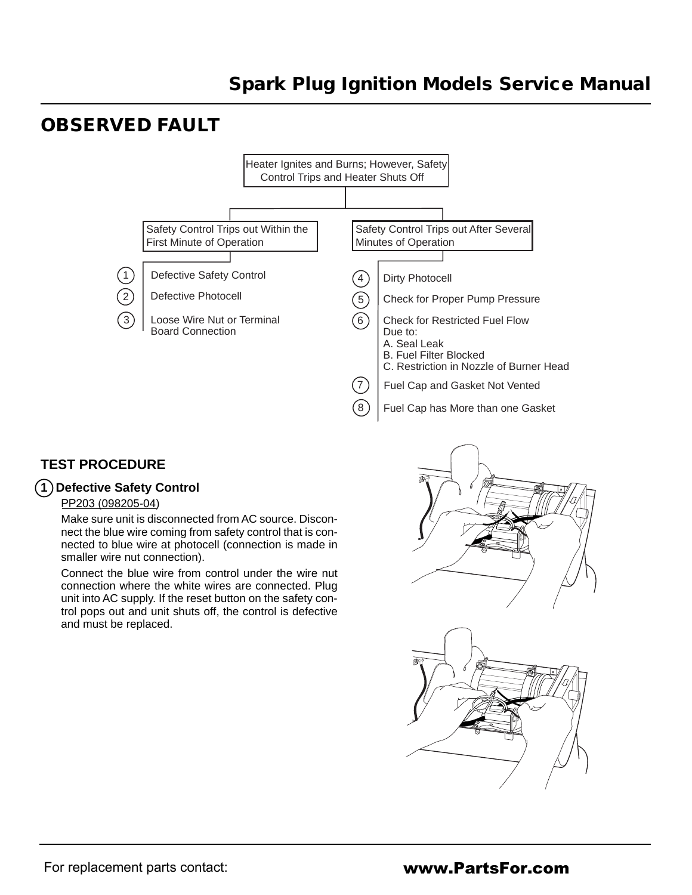## OBSERVED FAULT

**Heater Ignites and Burns; However, Safety Control Trips and Heater Shuts Off**

**Safety Control Trips out Within the First Minute of Operation**

1. Defective Safety Control
2. Defective Photocell
3. Loose Wire Nut or Terminal Board Connection

**Safety Control Trips out After Several Minutes of Operation**

4. Dirty Photocell
5. Check for Proper Pump Pressure
6. Check for Restricted Fuel Flow Due to:
   A. Seal Leak
   B. Fuel Filter Blocked
   C. Restriction in Nozzle of Burner Head
7. Fuel Cap and Gasket Not Vented
8. Fuel Cap has More than one Gasket

### TEST PROCEDURE

#### 1 Defective Safety Control

PP203 (098205-04)

Make sure unit is disconnected from AC source. Disconnect the blue wire coming from safety control that is connected to blue wire at photocell (connection is made in smaller wire nut connection).

Connect the blue wire from control under the wire nut connection where the white wires are connected. Plug unit into AC supply. If the reset button on the safety control pops out and unit shuts off, the control is defective and must be replaced.

For replacement parts contact: **www.PartsFor.com**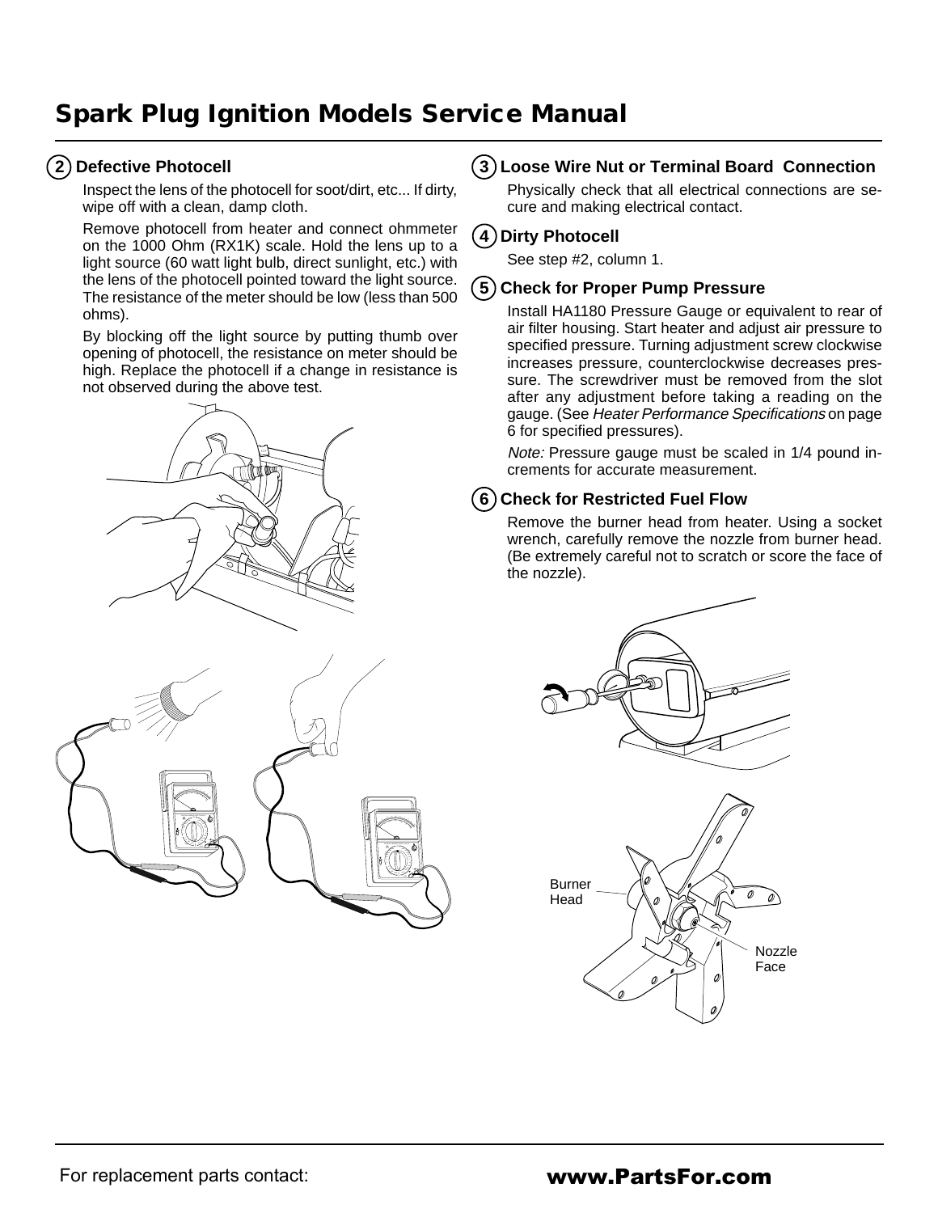# Spark Plug Ignition Models Service Manual

### 2 Defective Photocell

Inspect the lens of the photocell for soot/dirt, etc... If dirty, wipe off with a clean, damp cloth.

Remove photocell from heater and connect ohmmeter on the 1000 Ohm (RX1K) scale. Hold the lens up to a light source (60 watt light bulb, direct sunlight, etc.) with the lens of the photocell pointed toward the light source. The resistance of the meter should be low (less than 500 ohms).

By blocking off the light source by putting thumb over opening of photocell, the resistance on meter should be high. Replace the photocell if a change in resistance is not observed during the above test.

### 3 Loose Wire Nut or Terminal Board Connection

Physically check that all electrical connections are secure and making electrical contact.

### 4 Dirty Photocell

See step #2, column 1.

### 5 Check for Proper Pump Pressure

Install HA1180 Pressure Gauge or equivalent to rear of air filter housing. Start heater and adjust air pressure to specified pressure. Turning adjustment screw clockwise increases pressure, counterclockwise decreases pressure. The screwdriver must be removed from the slot after any adjustment before taking a reading on the gauge. (See *Heater Performance Specifications* on page 6 for specified pressures).

*Note:* Pressure gauge must be scaled in 1/4 pound increments for accurate measurement.

### 6 Check for Restricted Fuel Flow

Remove the burner head from heater. Using a socket wrench, carefully remove the nozzle from burner head. (Be extremely careful not to scratch or score the face of the nozzle).

Burner Head

Nozzle Face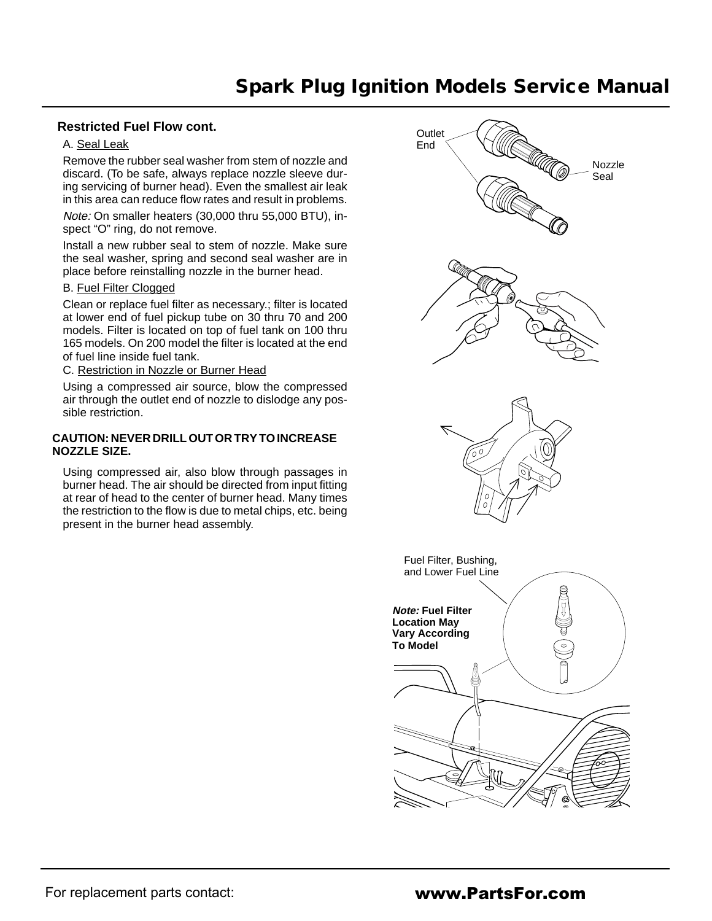## Restricted Fuel Flow cont.

A. Seal Leak

Remove the rubber seal washer from stem of nozzle and discard. (To be safe, always replace nozzle sleeve during servicing of burner head). Even the smallest air leak in this area can reduce flow rates and result in problems.

*Note:* On smaller heaters (30,000 thru 55,000 BTU), inspect "O" ring, do not remove.

Install a new rubber seal to stem of nozzle. Make sure the seal washer, spring and second seal washer are in place before reinstalling nozzle in the burner head.

B. Fuel Filter Clogged

Clean or replace fuel filter as necessary.; filter is located at lower end of fuel pickup tube on 30 thru 70 and 200 models. Filter is located on top of fuel tank on 100 thru 165 models. On 200 model the filter is located at the end of fuel line inside fuel tank.

C. Restriction in Nozzle or Burner Head

Using a compressed air source, blow the compressed air through the outlet end of nozzle to dislodge any possible restriction.

**CAUTION: NEVER DRILL OUT OR TRY TO INCREASE NOZZLE SIZE.**

Using compressed air, also blow through passages in burner head. The air should be directed from input fitting at rear of head to the center of burner head. Many times the restriction to the flow is due to metal chips, etc. being present in the burner head assembly.

Outlet End

Nozzle Seal

Fuel Filter, Bushing, and Lower Fuel Line

***Note:* Fuel Filter Location May Vary According To Model**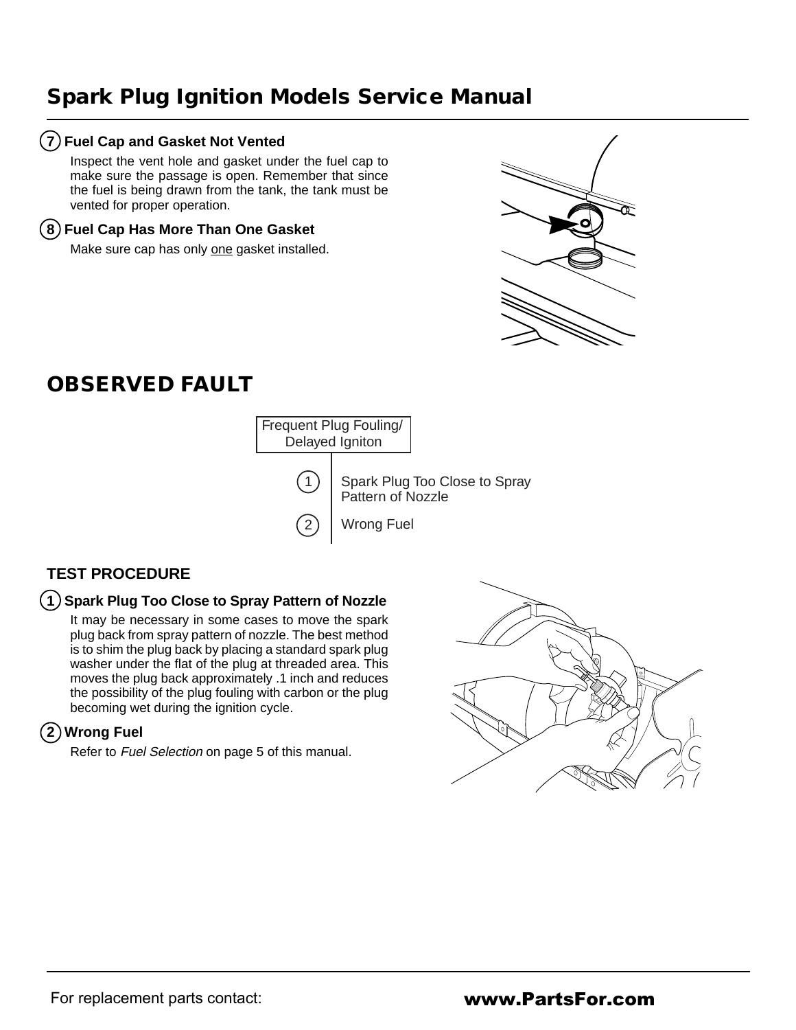## 7 Fuel Cap and Gasket Not Vented

Inspect the vent hole and gasket under the fuel cap to make sure the passage is open. Remember that since the fuel is being drawn from the tank, the tank must be vented for proper operation.

## 8 Fuel Cap Has More Than One Gasket

Make sure cap has only one gasket installed.

# OBSERVED FAULT

Frequent Plug Fouling/ Delayed Igniton

1. Spark Plug Too Close to Spray Pattern of Nozzle
2. Wrong Fuel

## TEST PROCEDURE

### 1 Spark Plug Too Close to Spray Pattern of Nozzle

It may be necessary in some cases to move the spark plug back from spray pattern of nozzle. The best method is to shim the plug back by placing a standard spark plug washer under the flat of the plug at threaded area. This moves the plug back approximately .1 inch and reduces the possibility of the plug fouling with carbon or the plug becoming wet during the ignition cycle.

### 2 Wrong Fuel

Refer to *Fuel Selection* on page 5 of this manual.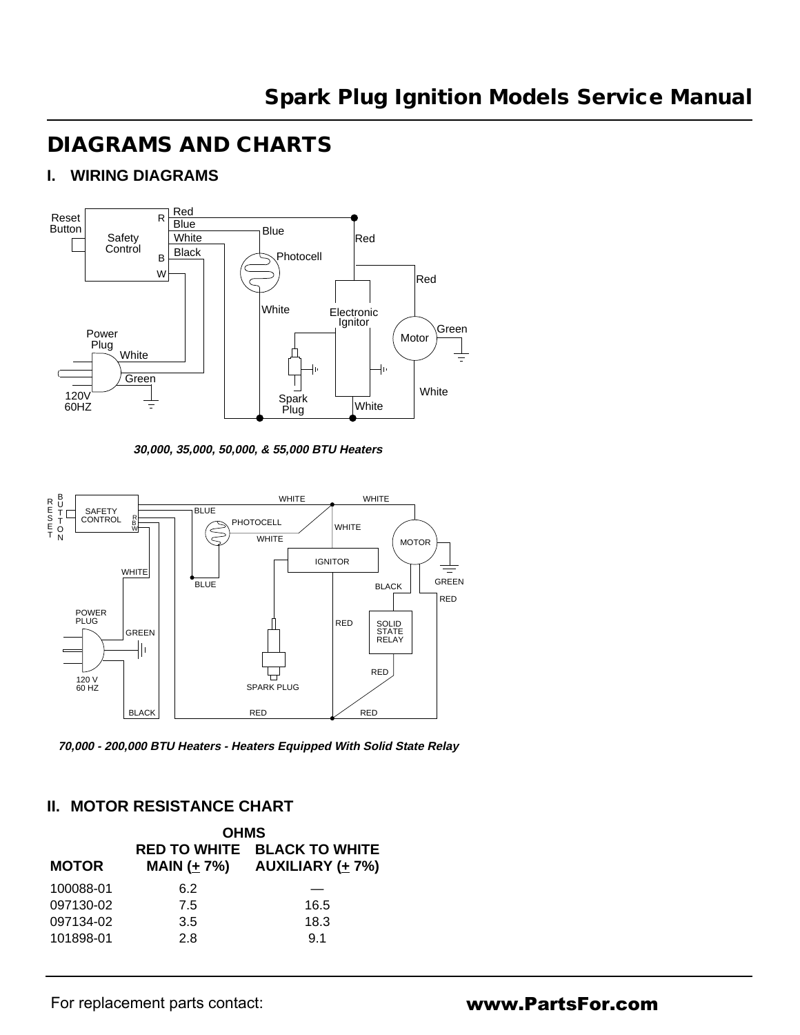# DIAGRAMS AND CHARTS

## I. WIRING DIAGRAMS

***30,000, 35,000, 50,000, & 55,000 BTU Heaters***

***70,000 - 200,000 BTU Heaters - Heaters Equipped With Solid State Relay***

## II. MOTOR RESISTANCE CHART

| | OHMS | |
|---|---|---|
| **MOTOR** | **RED TO WHITE MAIN (± 7%)** | **BLACK TO WHITE AUXILIARY (± 7%)** |
| 100088-01 | 6.2 | — |
| 097130-02 | 7.5 | 16.5 |
| 097134-02 | 3.5 | 18.3 |
| 101898-01 | 2.8 | 9.1 |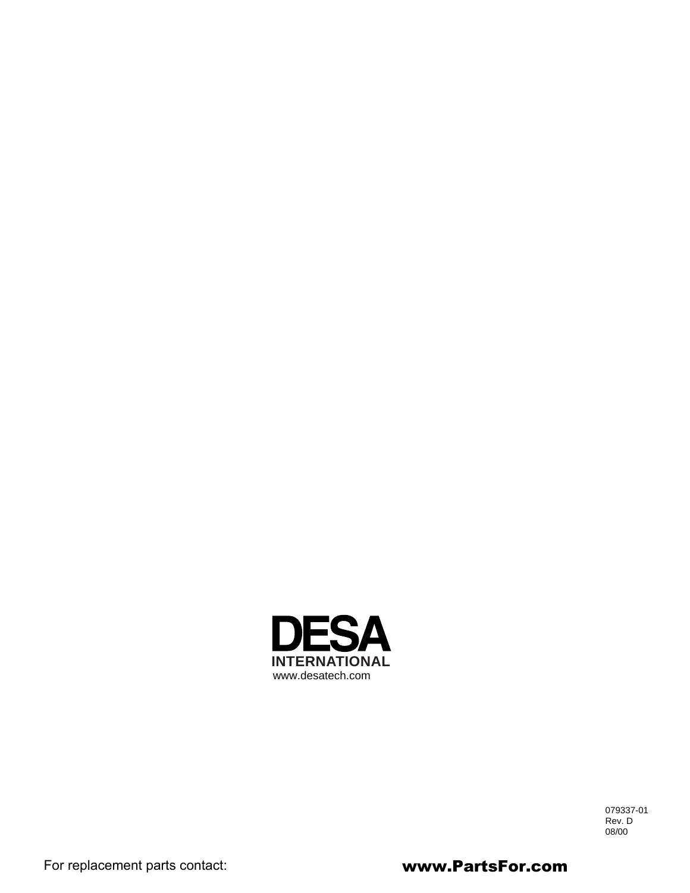DESA

INTERNATIONAL

www.desatech.com

079337-01
Rev. D
08/00

For replacement parts contact: **www.PartsFor.com**